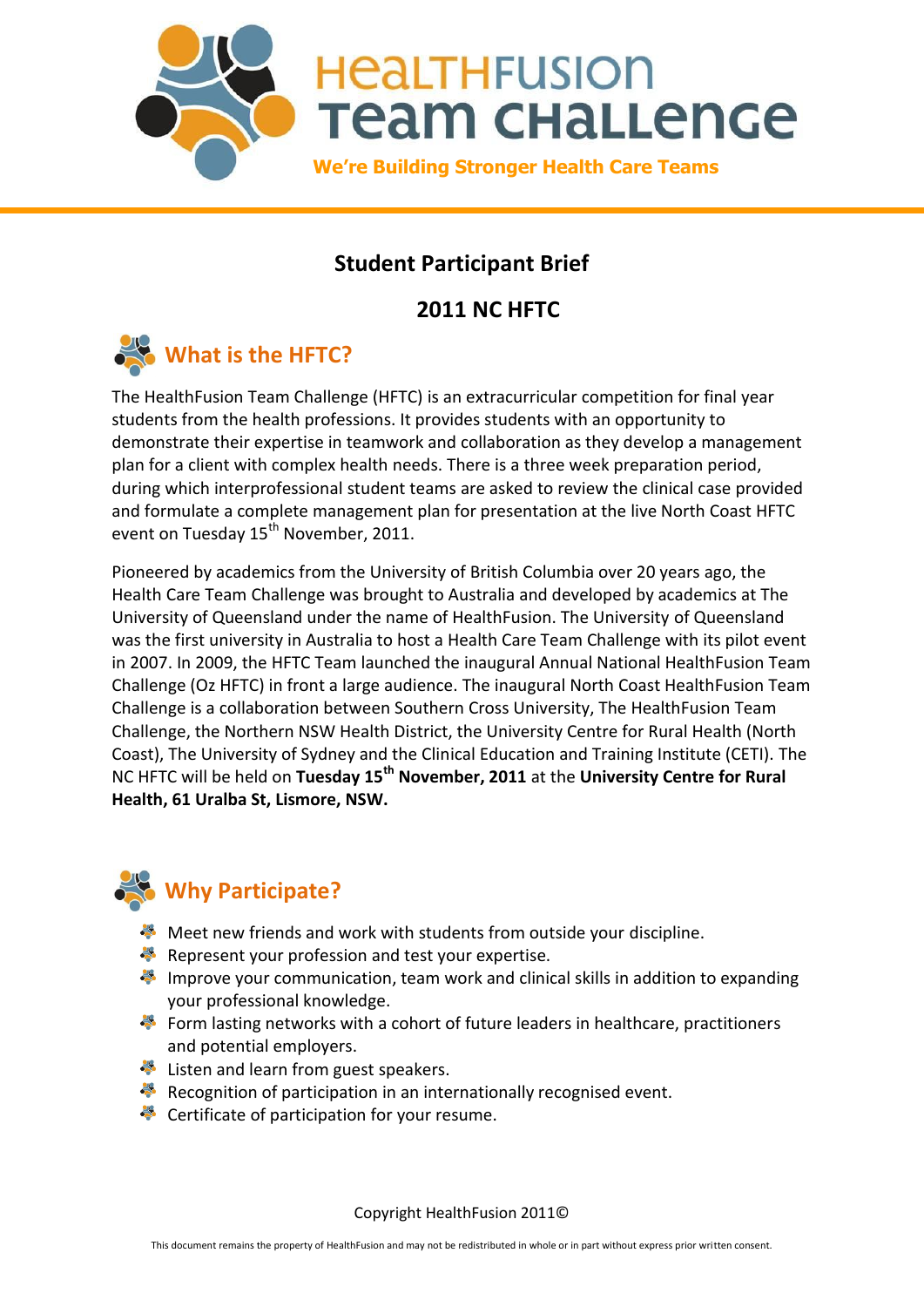# HealthFusion Team Challenge

**We're Building Stronger Health Care Teams**

## Student Participant Brief

## 2011 NC HFTC

### What is the HFTC?

The HealthFusion Team Challenge (HFTC) is an extracurricular competition for final year students from the health professions. It provides students with an opportunity to demonstrate their expertise in teamwork and collaboration as they develop a management plan for a client with complex health needs. There is a three week preparation period, during which interprofessional student teams are asked to review the clinical case provided and formulate a complete management plan for presentation at the live North Coast HFTC event on Tuesday 15th November, 2011.

Pioneered by academics from the University of British Columbia over 20 years ago, the Health Care Team Challenge was brought to Australia and developed by academics at The University of Queensland under the name of HealthFusion. The University of Queensland was the first university in Australia to host a Health Care Team Challenge with its pilot event in 2007. In 2009, the HFTC Team launched the inaugural Annual National HealthFusion Team Challenge (Oz HFTC) in front a large audience. The inaugural North Coast HealthFusion Team Challenge is a collaboration between Southern Cross University, The HealthFusion Team Challenge, the Northern NSW Health District, the University Centre for Rural Health (North Coast), The University of Sydney and the Clinical Education and Training Institute (CETI). The NC HFTC will be held on **Tuesday 15th November, 2011** at the **University Centre for Rural Health, 61 Uralba St, Lismore, NSW.**

### Why Participate?

- Meet new friends and work with students from outside your discipline.
- Represent your profession and test your expertise.
- Improve your communication, team work and clinical skills in addition to expanding your professional knowledge.
- Form lasting networks with a cohort of future leaders in healthcare, practitioners and potential employers.
- Listen and learn from guest speakers.
- Recognition of participation in an internationally recognised event.
- Certificate of participation for your resume.

Copyright HealthFusion 2011©

This document remains the property of HealthFusion and may not be redistributed in whole or in part without express prior written consent.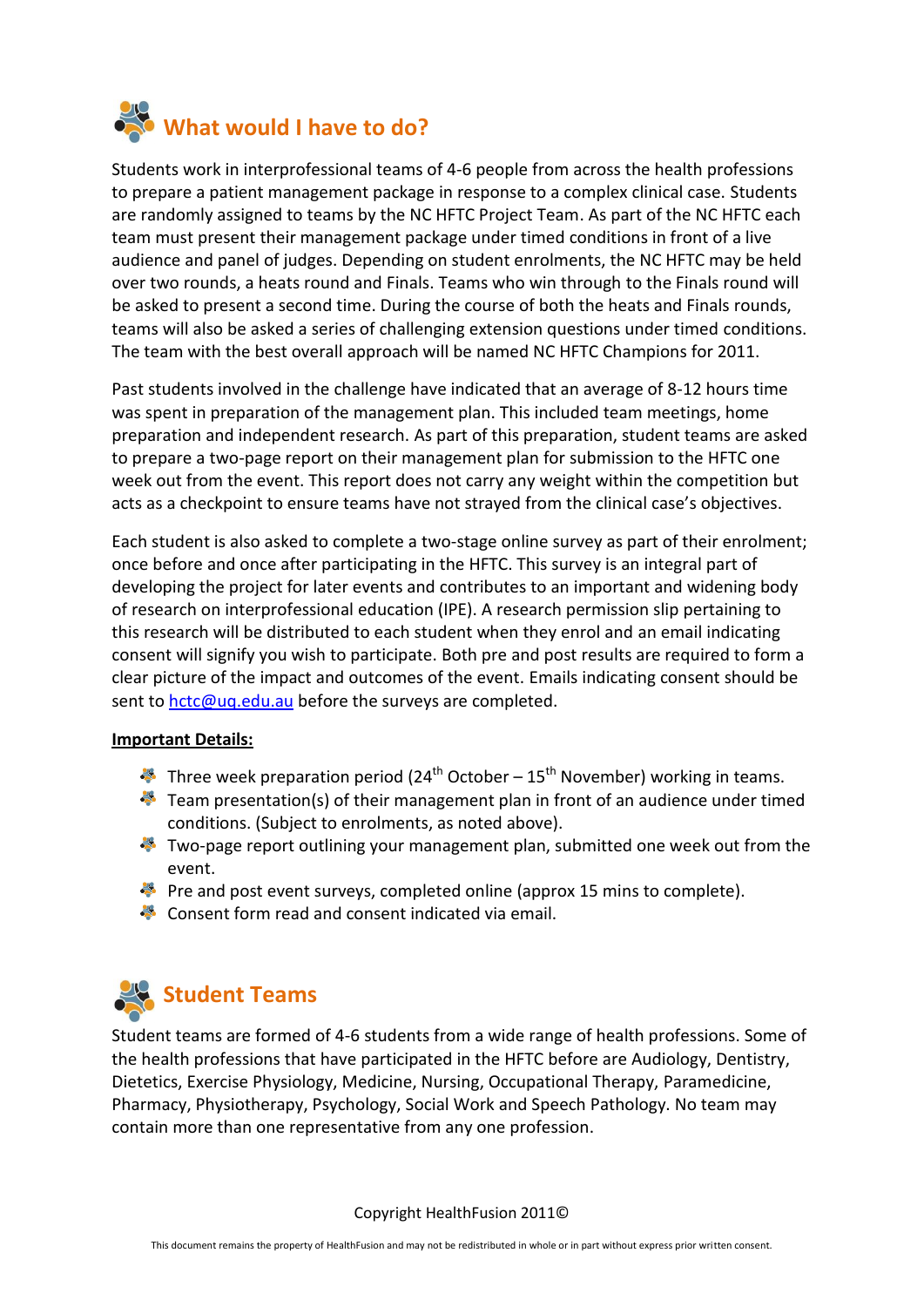## What would I have to do?

Students work in interprofessional teams of 4-6 people from across the health professions to prepare a patient management package in response to a complex clinical case. Students are randomly assigned to teams by the NC HFTC Project Team. As part of the NC HFTC each team must present their management package under timed conditions in front of a live audience and panel of judges. Depending on student enrolments, the NC HFTC may be held over two rounds, a heats round and Finals. Teams who win through to the Finals round will be asked to present a second time. During the course of both the heats and Finals rounds, teams will also be asked a series of challenging extension questions under timed conditions. The team with the best overall approach will be named NC HFTC Champions for 2011.

Past students involved in the challenge have indicated that an average of 8-12 hours time was spent in preparation of the management plan. This included team meetings, home preparation and independent research. As part of this preparation, student teams are asked to prepare a two-page report on their management plan for submission to the HFTC one week out from the event. This report does not carry any weight within the competition but acts as a checkpoint to ensure teams have not strayed from the clinical case's objectives.

Each student is also asked to complete a two-stage online survey as part of their enrolment; once before and once after participating in the HFTC. This survey is an integral part of developing the project for later events and contributes to an important and widening body of research on interprofessional education (IPE). A research permission slip pertaining to this research will be distributed to each student when they enrol and an email indicating consent will signify you wish to participate. Both pre and post results are required to form a clear picture of the impact and outcomes of the event. Emails indicating consent should be sent to hctc@uq.edu.au before the surveys are completed.

**Important Details:**

- Three week preparation period (24th October – 15th November) working in teams.
- Team presentation(s) of their management plan in front of an audience under timed conditions. (Subject to enrolments, as noted above).
- Two-page report outlining your management plan, submitted one week out from the event.
- Pre and post event surveys, completed online (approx 15 mins to complete).
- Consent form read and consent indicated via email.

## Student Teams

Student teams are formed of 4-6 students from a wide range of health professions. Some of the health professions that have participated in the HFTC before are Audiology, Dentistry, Dietetics, Exercise Physiology, Medicine, Nursing, Occupational Therapy, Paramedicine, Pharmacy, Physiotherapy, Psychology, Social Work and Speech Pathology. No team may contain more than one representative from any one profession.

Copyright HealthFusion 2011©

This document remains the property of HealthFusion and may not be redistributed in whole or in part without express prior written consent.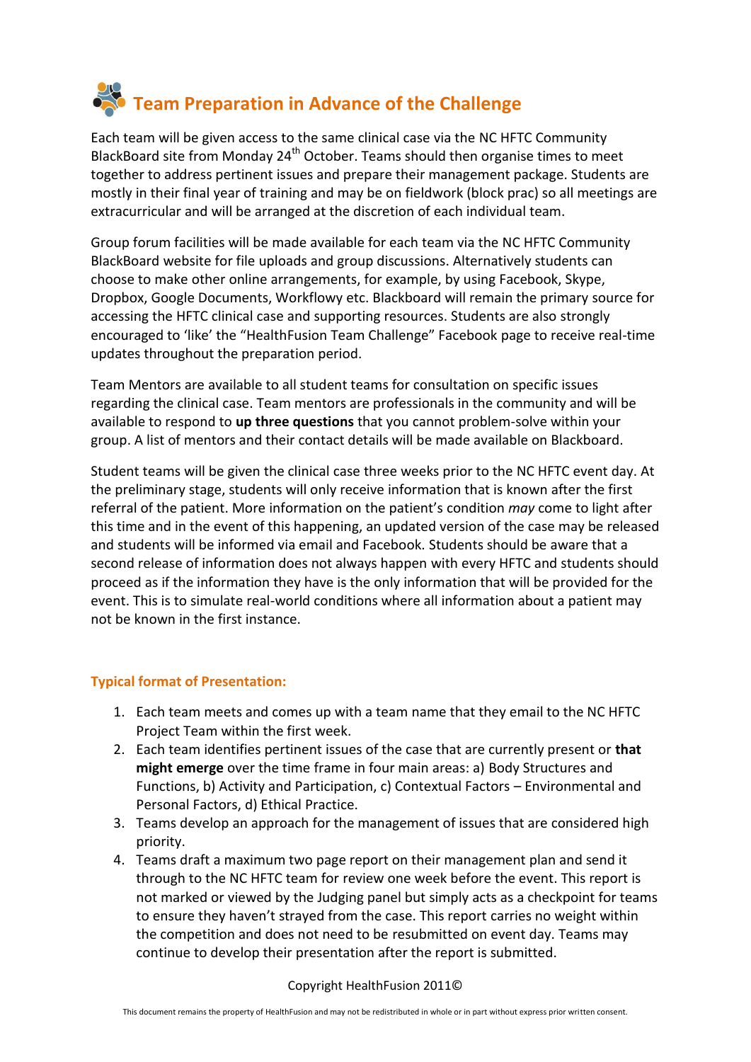## Team Preparation in Advance of the Challenge

Each team will be given access to the same clinical case via the NC HFTC Community BlackBoard site from Monday 24th October. Teams should then organise times to meet together to address pertinent issues and prepare their management package. Students are mostly in their final year of training and may be on fieldwork (block prac) so all meetings are extracurricular and will be arranged at the discretion of each individual team.

Group forum facilities will be made available for each team via the NC HFTC Community BlackBoard website for file uploads and group discussions. Alternatively students can choose to make other online arrangements, for example, by using Facebook, Skype, Dropbox, Google Documents, Workflowy etc. Blackboard will remain the primary source for accessing the HFTC clinical case and supporting resources. Students are also strongly encouraged to 'like' the "HealthFusion Team Challenge" Facebook page to receive real-time updates throughout the preparation period.

Team Mentors are available to all student teams for consultation on specific issues regarding the clinical case. Team mentors are professionals in the community and will be available to respond to **up three questions** that you cannot problem-solve within your group. A list of mentors and their contact details will be made available on Blackboard.

Student teams will be given the clinical case three weeks prior to the NC HFTC event day. At the preliminary stage, students will only receive information that is known after the first referral of the patient. More information on the patient's condition *may* come to light after this time and in the event of this happening, an updated version of the case may be released and students will be informed via email and Facebook. Students should be aware that a second release of information does not always happen with every HFTC and students should proceed as if the information they have is the only information that will be provided for the event. This is to simulate real-world conditions where all information about a patient may not be known in the first instance.

### Typical format of Presentation:

1. Each team meets and comes up with a team name that they email to the NC HFTC Project Team within the first week.
2. Each team identifies pertinent issues of the case that are currently present or **that might emerge** over the time frame in four main areas: a) Body Structures and Functions, b) Activity and Participation, c) Contextual Factors – Environmental and Personal Factors, d) Ethical Practice.
3. Teams develop an approach for the management of issues that are considered high priority.
4. Teams draft a maximum two page report on their management plan and send it through to the NC HFTC team for review one week before the event. This report is not marked or viewed by the Judging panel but simply acts as a checkpoint for teams to ensure they haven't strayed from the case. This report carries no weight within the competition and does not need to be resubmitted on event day. Teams may continue to develop their presentation after the report is submitted.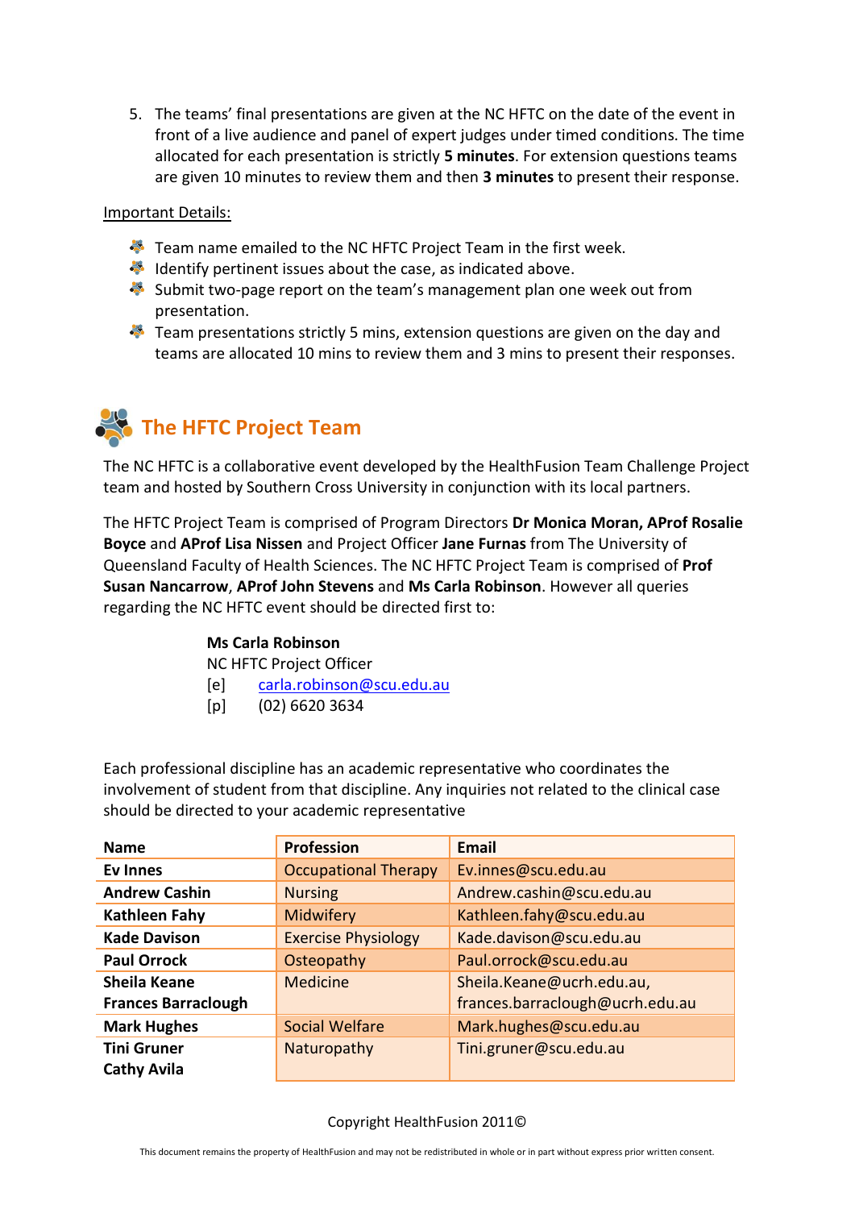5. The teams' final presentations are given at the NC HFTC on the date of the event in front of a live audience and panel of expert judges under timed conditions. The time allocated for each presentation is strictly **5 minutes**. For extension questions teams are given 10 minutes to review them and then **3 minutes** to present their response.

Important Details:

- Team name emailed to the NC HFTC Project Team in the first week.
- Identify pertinent issues about the case, as indicated above.
- Submit two-page report on the team's management plan one week out from presentation.
- Team presentations strictly 5 mins, extension questions are given on the day and teams are allocated 10 mins to review them and 3 mins to present their responses.

## The HFTC Project Team

The NC HFTC is a collaborative event developed by the HealthFusion Team Challenge Project team and hosted by Southern Cross University in conjunction with its local partners.

The HFTC Project Team is comprised of Program Directors **Dr Monica Moran, AProf Rosalie Boyce** and **AProf Lisa Nissen** and Project Officer **Jane Furnas** from The University of Queensland Faculty of Health Sciences. The NC HFTC Project Team is comprised of **Prof Susan Nancarrow**, **AProf John Stevens** and **Ms Carla Robinson**. However all queries regarding the NC HFTC event should be directed first to:

**Ms Carla Robinson**
NC HFTC Project Officer
[e] carla.robinson@scu.edu.au
[p] (02) 6620 3634

Each professional discipline has an academic representative who coordinates the involvement of student from that discipline. Any inquiries not related to the clinical case should be directed to your academic representative

| Name | Profession | Email |
|---|---|---|
| **Ev Innes** | Occupational Therapy | Ev.innes@scu.edu.au |
| **Andrew Cashin** | Nursing | Andrew.cashin@scu.edu.au |
| **Kathleen Fahy** | Midwifery | Kathleen.fahy@scu.edu.au |
| **Kade Davison** | Exercise Physiology | Kade.davison@scu.edu.au |
| **Paul Orrock** | Osteopathy | Paul.orrock@scu.edu.au |
| **Sheila Keane**<br>**Frances Barraclough** | Medicine | Sheila.Keane@ucrh.edu.au,<br>frances.barraclough@ucrh.edu.au |
| **Mark Hughes** | Social Welfare | Mark.hughes@scu.edu.au |
| **Tini Gruner**<br>**Cathy Avila** | Naturopathy | Tini.gruner@scu.edu.au |

Copyright HealthFusion 2011©

This document remains the property of HealthFusion and may not be redistributed in whole or in part without express prior written consent.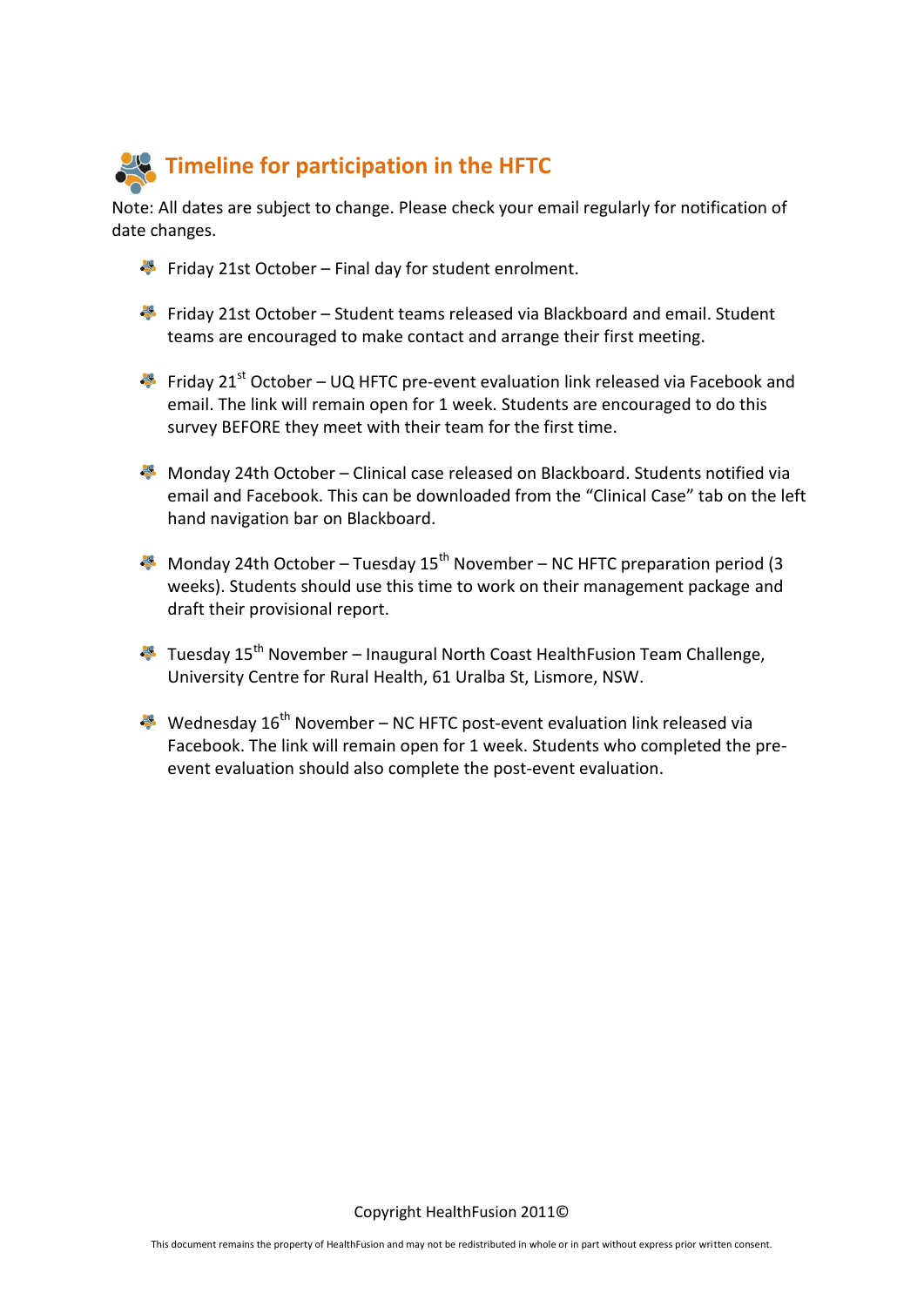## Timeline for participation in the HFTC

Note: All dates are subject to change. Please check your email regularly for notification of date changes.

- Friday 21st October – Final day for student enrolment.
- Friday 21st October – Student teams released via Blackboard and email. Student teams are encouraged to make contact and arrange their first meeting.
- Friday 21st October – UQ HFTC pre-event evaluation link released via Facebook and email. The link will remain open for 1 week. Students are encouraged to do this survey BEFORE they meet with their team for the first time.
- Monday 24th October – Clinical case released on Blackboard. Students notified via email and Facebook. This can be downloaded from the "Clinical Case" tab on the left hand navigation bar on Blackboard.
- Monday 24th October – Tuesday 15th November – NC HFTC preparation period (3 weeks). Students should use this time to work on their management package and draft their provisional report.
- Tuesday 15th November – Inaugural North Coast HealthFusion Team Challenge, University Centre for Rural Health, 61 Uralba St, Lismore, NSW.
- Wednesday 16th November – NC HFTC post-event evaluation link released via Facebook. The link will remain open for 1 week. Students who completed the pre-event evaluation should also complete the post-event evaluation.

Copyright HealthFusion 2011©

This document remains the property of HealthFusion and may not be redistributed in whole or in part without express prior written consent.